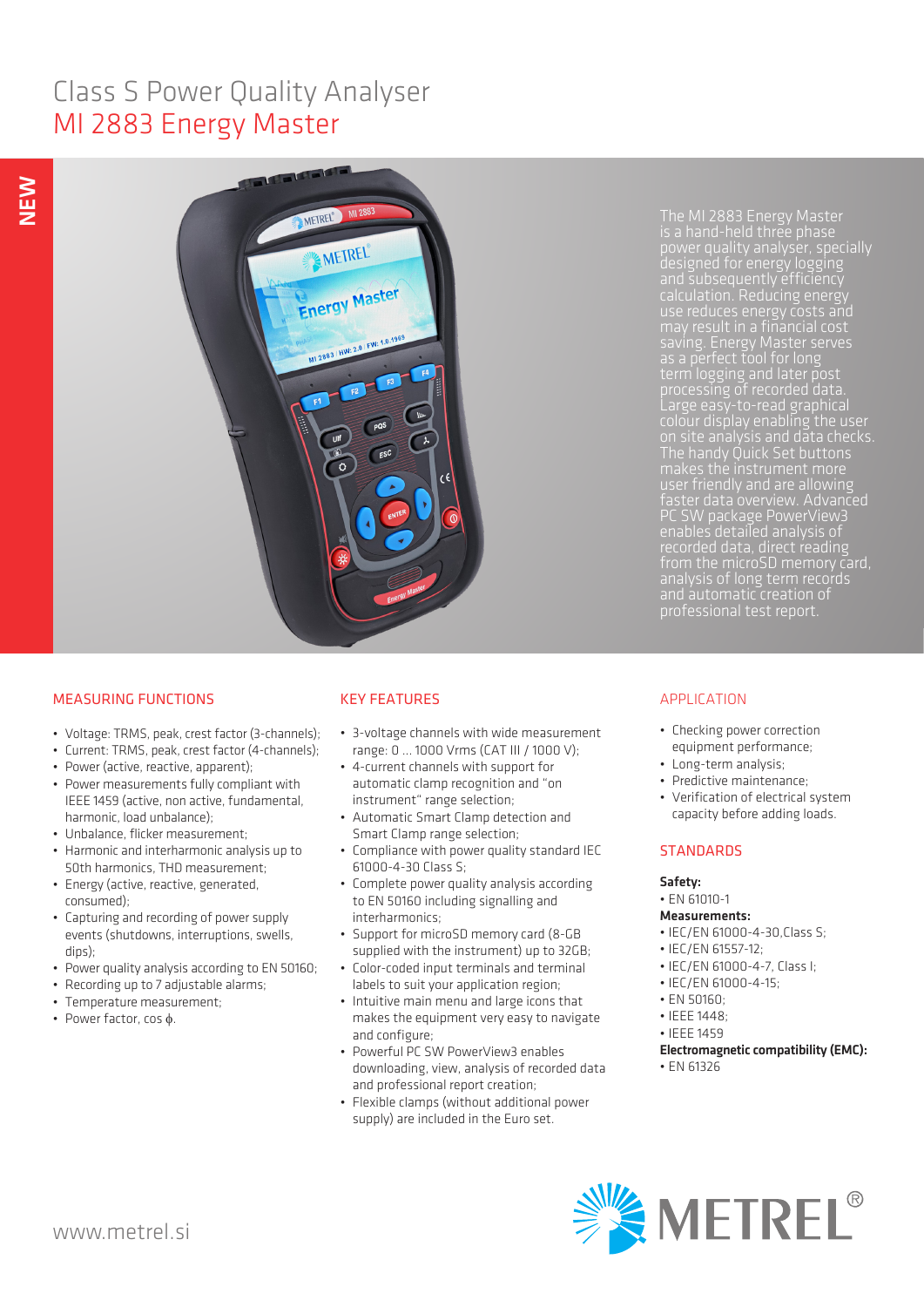# Class S Power Quality Analyser

## MI 2883 Energy Master

NEW

The MI 2883 Energy Master is a hand-held three phase power quality analyser, specially designed for energy logging and subsequently efficiency calculation. Reducing energy use reduces energy costs and may result in a financial cost saving. Energy Master serves as a perfect tool for long term logging and later post processing of recorded data. Large easy-to-read graphical colour display enabling the user on site analysis and data checks. The handy Quick Set buttons makes the instrument more user friendly and are allowing faster data overview. Advanced PC SW package PowerView3 enables detailed analysis of recorded data, direct reading from the microSD memory card, analysis of long term records and automatic creation of professional test report.

### MEASURING FUNCTIONS

- Voltage: TRMS, peak, crest factor (3-channels);
- Current: TRMS, peak, crest factor (4-channels);
- Power (active, reactive, apparent);
- Power measurements fully compliant with IEEE 1459 (active, non active, fundamental, harmonic, load unbalance);
- Unbalance, flicker measurement;
- Harmonic and interharmonic analysis up to 50th harmonics, THD measurement;
- Energy (active, reactive, generated, consumed);
- Capturing and recording of power supply events (shutdowns, interruptions, swells, dips);
- Power quality analysis according to EN 50160;
- Recording up to 7 adjustable alarms;
- Temperature measurement;
- Power factor, cos $\phi$.

### KEY FEATURES

- 3-voltage channels with wide measurement range: 0 ... 1000 Vrms (CAT III / 1000 V);
- 4-current channels with support for automatic clamp recognition and "on instrument" range selection;
- Automatic Smart Clamp detection and Smart Clamp range selection;
- Compliance with power quality standard IEC 61000-4-30 Class S;
- Complete power quality analysis according to EN 50160 including signalling and interharmonics;
- Support for microSD memory card (8-GB supplied with the instrument) up to 32GB;
- Color-coded input terminals and terminal labels to suit your application region;
- Intuitive main menu and large icons that makes the equipment very easy to navigate and configure;
- Powerful PC SW PowerView3 enables downloading, view, analysis of recorded data and professional report creation;
- Flexible clamps (without additional power supply) are included in the Euro set.

### APPLICATION

- Checking power correction equipment performance;
- Long-term analysis;
- Predictive maintenance;
- Verification of electrical system capacity before adding loads.

### STANDARDS

**Safety:**
- EN 61010-1

**Measurements:**
- IEC/EN 61000-4-30,Class S;
- IEC/EN 61557-12;
- IEC/EN 61000-4-7, Class I;
- IEC/EN 61000-4-15;
- EN 50160;
- IEEE 1448;
- IEEE 1459

**Electromagnetic compatibility (EMC):**
- EN 61326

www.metrel.si

METREL®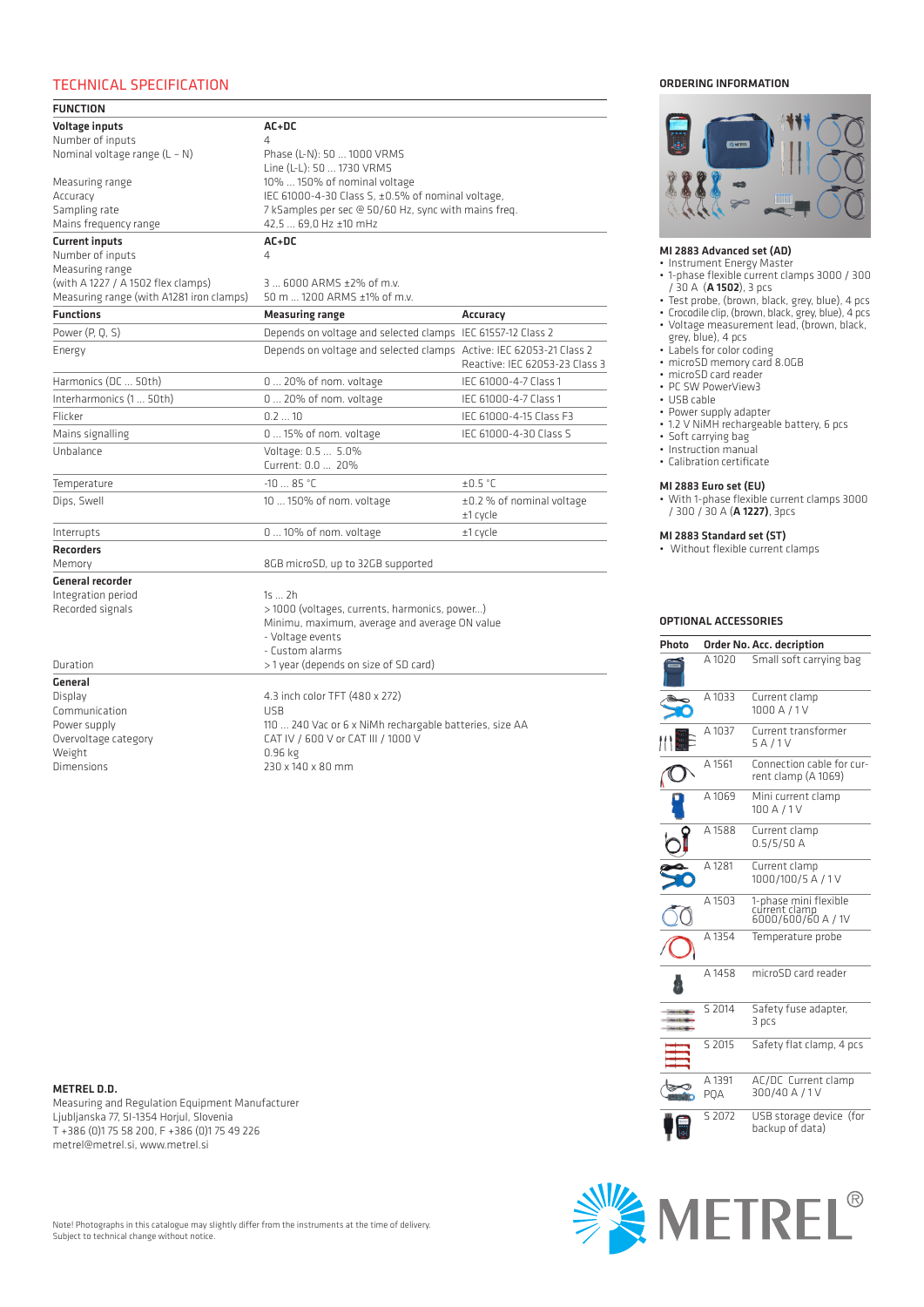## TECHNICAL SPECIFICATION

| FUNCTION | | |
|---|---|---|
| **Voltage inputs** | **AC+DC** | |
| Number of inputs | 4 | |
| Nominal voltage range (L – N) | Phase (L-N): 50 ... 1000 VRMS<br>Line (L-L): 50 ... 1730 VRMS | |
| Measuring range | 10% ... 150% of nominal voltage | |
| Accuracy | IEC 61000-4-30 Class S, ±0.5% of nominal voltage, | |
| Sampling rate | 7 kSamples per sec @ 50/60 Hz, sync with mains freq. | |
| Mains frequency range | 42,5 ... 69,0 Hz ±10 mHz | |
| **Current inputs** | **AC+DC** | |
| Number of inputs | 4 | |
| Measuring range<br>(with A 1227 / A 1502 flex clamps) | 3 ... 6000 ARMS ±2% of m.v. | |
| Measuring range (with A1281 iron clamps) | 50 m ... 1200 ARMS ±1% of m.v. | |
| **Functions** | **Measuring range** | **Accuracy** |
| Power (P, Q, S) | Depends on voltage and selected clamps | IEC 61557-12 Class 2 |
| Energy | Depends on voltage and selected clamps | Active: IEC 62053-21 Class 2<br>Reactive: IEC 62053-23 Class 3 |
| Harmonics (DC ... 50th) | 0 ... 20% of nom. voltage | IEC 61000-4-7 Class 1 |
| Interharmonics (1 ... 50th) | 0 ... 20% of nom. voltage | IEC 61000-4-7 Class 1 |
| Flicker | 0.2 ... 10 | IEC 61000-4-15 Class F3 |
| Mains signalling | 0 ... 15% of nom. voltage | IEC 61000-4-30 Class S |
| Unbalance | Voltage: 0.5 ... 5.0%<br>Current: 0.0 ... 20% | |
| Temperature | -10 ... 85 °C | ±0.5 °C |
| Dips, Swell | 10 ... 150% of nom. voltage | ±0.2 % of nominal voltage<br>±1 cycle |
| Interrupts | 0 ... 10% of nom. voltage | ±1 cycle |
| **Recorders** | | |
| Memory | 8GB microSD, up to 32GB supported | |
| **General recorder** | | |
| Integration period | 1s ... 2h | |
| Recorded signals | > 1000 (voltages, currents, harmonics, power...)<br>Minimu, maximum, average and average ON value<br>- Voltage events<br>- Custom alarms | |
| Duration | > 1 year (depends on size of SD card) | |
| **General** | | |
| Display | 4.3 inch color TFT (480 x 272) | |
| Communication | USB | |
| Power supply | 110 ... 240 Vac or 6 x NiMh rechargable batteries, size AA | |
| Overvoltage category | CAT IV / 600 V or CAT III / 1000 V | |
| Weight | 0.96 kg | |
| Dimensions | 230 x 140 x 80 mm | |

### ORDERING INFORMATION

**MI 2883 Advanced set (AD)**

- Instrument Energy Master
- 1-phase flexible current clamps 3000 / 300 / 30 A (**A 1502**), 3 pcs
- Test probe, (brown, black, grey, blue), 4 pcs
- Crocodile clip, (brown, black, grey, blue), 4 pcs
- Voltage measurement lead, (brown, black, grey, blue), 4 pcs
- Labels for color coding
- microSD memory card 8.0GB
- microSD card reader
- PC SW PowerView3
- USB cable
- Power supply adapter
- 1.2 V NiMH rechargeable battery, 6 pcs
- Soft carrying bag
- Instruction manual
- Calibration certificate

**MI 2883 Euro set (EU)**

- With 1-phase flexible current clamps 3000 / 300 / 30 A (**A 1227**), 3pcs

**MI 2883 Standard set (ST)**

- Without flexible current clamps

### OPTIONAL ACCESSORIES

| Photo | Order No. | Acc. decription |
|---|---|---|
| | A 1020 | Small soft carrying bag |
| | A 1033 | Current clamp 1000 A / 1 V |
| | A 1037 | Current transformer 5 A / 1 V |
| | A 1561 | Connection cable for current clamp (A 1069) |
| | A 1069 | Mini current clamp 100 A / 1 V |
| | A 1588 | Current clamp 0.5/5/50 A |
| | A 1281 | Current clamp 1000/100/5 A / 1 V |
| | A 1503 | 1-phase mini flexible current clamp 6000/600/60 A / 1V |
| | A 1354 | Temperature probe |
| | A 1458 | microSD card reader |
| | S 2014 | Safety fuse adapter, 3 pcs |
| | S 2015 | Safety flat clamp, 4 pcs |
| | A 1391 PQA | AC/DC Current clamp 300/40 A / 1 V |
| | S 2072 | USB storage device (for backup of data) |

**METREL D.D.**
Measuring and Regulation Equipment Manufacturer
Ljubljanska 77, SI-1354 Horjul, Slovenia
T +386 (0)1 75 58 200, F +386 (0)1 75 49 226
metrel@metrel.si, www.metrel.si

Note! Photographs in this catalogue may slightly differ from the instruments at the time of delivery.
Subject to technical change without notice.

METREL®